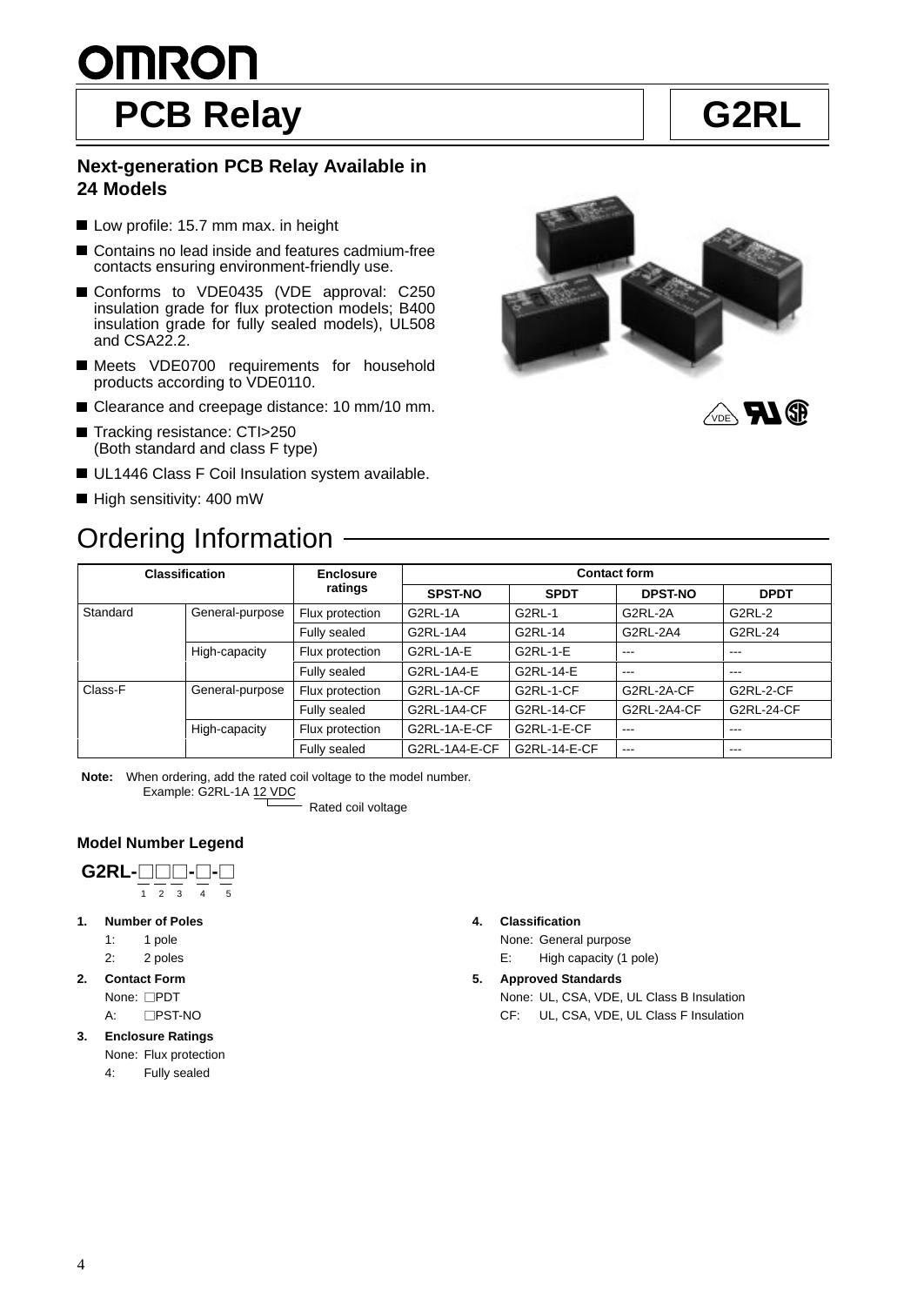# OMRON

# PCB Relay — G2RL

### Next-generation PCB Relay Available in 24 Models

- Low profile: 15.7 mm max. in height
- Contains no lead inside and features cadmium-free contacts ensuring environment-friendly use.
- Conforms to VDE0435 (VDE approval: C250 insulation grade for flux protection models; B400 insulation grade for fully sealed models), UL508 and CSA22.2.
- Meets VDE0700 requirements for household products according to VDE0110.
- Clearance and creepage distance: 10 mm/10 mm.
- Tracking resistance: CTI>250 (Both standard and class F type)
- UL1446 Class F Coil Insulation system available.
- High sensitivity: 400 mW

## Ordering Information

| Classification | | Enclosure ratings | Contact form | | | |
|---|---|---|---|---|---|---|
| | | | SPST-NO | SPDT | DPST-NO | DPDT |
| Standard | General-purpose | Flux protection | G2RL-1A | G2RL-1 | G2RL-2A | G2RL-2 |
| | | Fully sealed | G2RL-1A4 | G2RL-14 | G2RL-2A4 | G2RL-24 |
| | High-capacity | Flux protection | G2RL-1A-E | G2RL-1-E | --- | --- |
| | | Fully sealed | G2RL-1A4-E | G2RL-14-E | --- | --- |
| Class-F | General-purpose | Flux protection | G2RL-1A-CF | G2RL-1-CF | G2RL-2A-CF | G2RL-2-CF |
| | | Fully sealed | G2RL-1A4-CF | G2RL-14-CF | G2RL-2A4-CF | G2RL-24-CF |
| | High-capacity | Flux protection | G2RL-1A-E-CF | G2RL-1-E-CF | --- | --- |
| | | Fully sealed | G2RL-1A4-E-CF | G2RL-14-E-CF | --- | --- |

**Note:** When ordering, add the rated coil voltage to the model number.
Example: G2RL-1A 12 VDC
(12 VDC: Rated coil voltage)

### Model Number Legend

**G2RL-□□□-□-□**
(1 2 3 - 4 - 5)

1. **Number of Poles**
   - 1: 1 pole
   - 2: 2 poles
2. **Contact Form**
   - None: □PDT
   - A: □PST-NO
3. **Enclosure Ratings**
   - None: Flux protection
   - 4: Fully sealed
4. **Classification**
   - None: General purpose
   - E: High capacity (1 pole)
5. **Approved Standards**
   - None: UL, CSA, VDE, UL Class B Insulation
   - CF: UL, CSA, VDE, UL Class F Insulation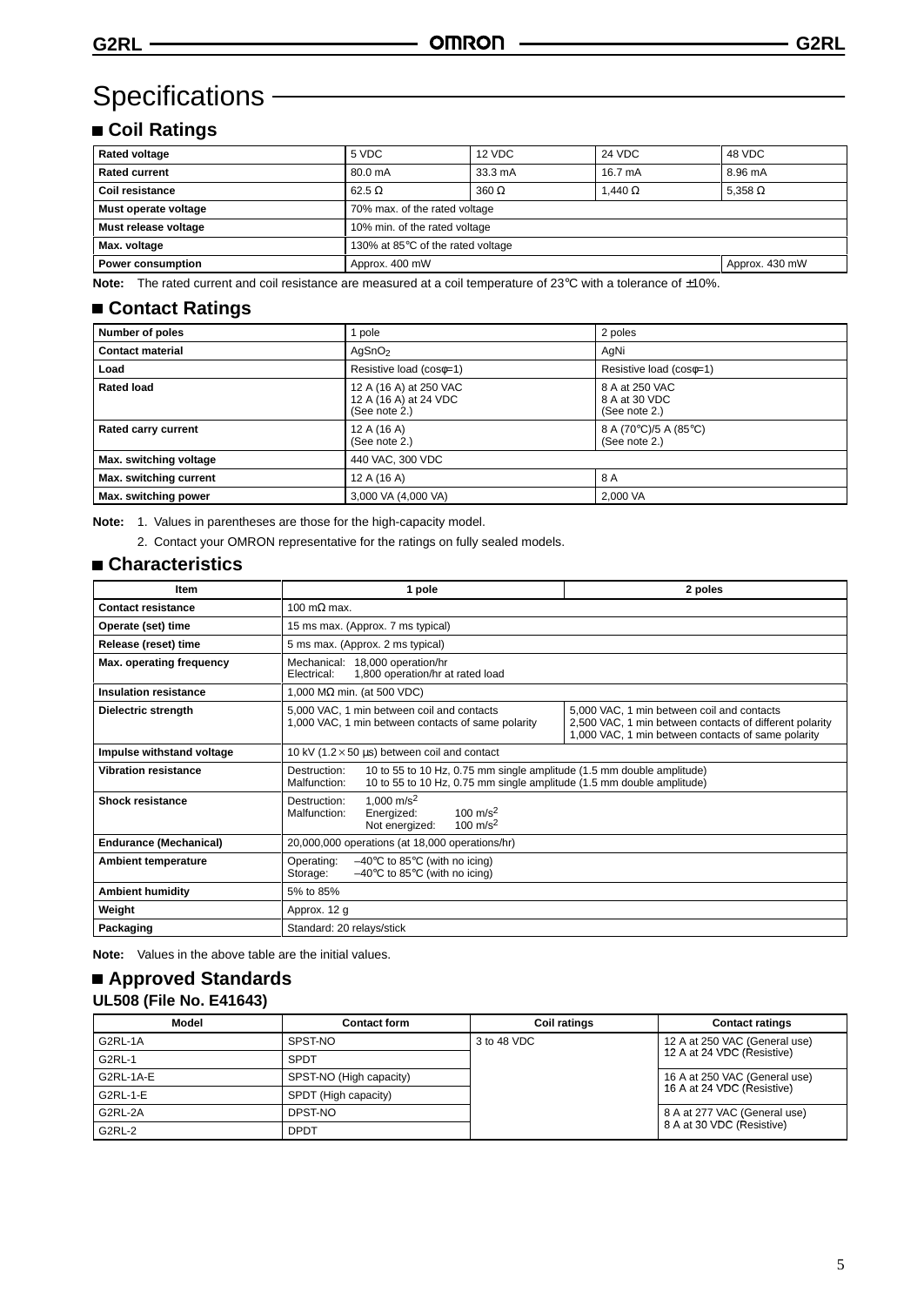# Specifications

## ■ Coil Ratings

| Rated voltage | 5 VDC | 12 VDC | 24 VDC | 48 VDC |
|---|---|---|---|---|
| Rated current | 80.0 mA | 33.3 mA | 16.7 mA | 8.96 mA |
| Coil resistance | 62.5 Ω | 360 Ω | 1,440 Ω | 5,358 Ω |
| Must operate voltage | 70% max. of the rated voltage | | | |
| Must release voltage | 10% min. of the rated voltage | | | |
| Max. voltage | 130% at 85°C of the rated voltage | | | |
| Power consumption | Approx. 400 mW | | | Approx. 430 mW |

**Note:** The rated current and coil resistance are measured at a coil temperature of 23°C with a tolerance of ±10%.

## ■ Contact Ratings

| Number of poles | 1 pole | 2 poles |
|---|---|---|
| Contact material | $AgSnO_2$ | AgNi |
| Load | Resistive load (cosφ=1) | Resistive load (cosφ=1) |
| Rated load | 12 A (16 A) at 250 VAC<br>12 A (16 A) at 24 VDC<br>(See note 2.) | 8 A at 250 VAC<br>8 A at 30 VDC<br>(See note 2.) |
| Rated carry current | 12 A (16 A)<br>(See note 2.) | 8 A (70°C)/5 A (85°C)<br>(See note 2.) |
| Max. switching voltage | 440 VAC, 300 VDC | |
| Max. switching current | 12 A (16 A) | 8 A |
| Max. switching power | 3,000 VA (4,000 VA) | 2,000 VA |

**Note:** 1. Values in parentheses are those for the high-capacity model.

2. Contact your OMRON representative for the ratings on fully sealed models.

## ■ Characteristics

| Item | 1 pole | 2 poles |
|---|---|---|
| Contact resistance | 100 mΩ max. | |
| Operate (set) time | 15 ms max. (Approx. 7 ms typical) | |
| Release (reset) time | 5 ms max. (Approx. 2 ms typical) | |
| Max. operating frequency | Mechanical: 18,000 operation/hr<br>Electrical: 1,800 operation/hr at rated load | |
| Insulation resistance | 1,000 MΩ min. (at 500 VDC) | |
| Dielectric strength | 5,000 VAC, 1 min between coil and contacts<br>1,000 VAC, 1 min between contacts of same polarity | 5,000 VAC, 1 min between coil and contacts<br>2,500 VAC, 1 min between contacts of different polarity<br>1,000 VAC, 1 min between contacts of same polarity |
| Impulse withstand voltage | 10 kV (1.2 × 50 μs) between coil and contact | |
| Vibration resistance | Destruction: 10 to 55 to 10 Hz, 0.75 mm single amplitude (1.5 mm double amplitude)<br>Malfunction: 10 to 55 to 10 Hz, 0.75 mm single amplitude (1.5 mm double amplitude) | |
| Shock resistance | Destruction: 1,000 $m/s^2$<br>Malfunction: Energized: 100 $m/s^2$<br>Not energized: 100 $m/s^2$ | |
| Endurance (Mechanical) | 20,000,000 operations (at 18,000 operations/hr) | |
| Ambient temperature | Operating: –40°C to 85°C (with no icing)<br>Storage: –40°C to 85°C (with no icing) | |
| Ambient humidity | 5% to 85% | |
| Weight | Approx. 12 g | |
| Packaging | Standard: 20 relays/stick | |

**Note:** Values in the above table are the initial values.

## ■ Approved Standards

### UL508 (File No. E41643)

| Model | Contact form | Coil ratings | Contact ratings |
|---|---|---|---|
| G2RL-1A | SPST-NO | 3 to 48 VDC | 12 A at 250 VAC (General use)<br>12 A at 24 VDC (Resistive) |
| G2RL-1 | SPDT | | |
| G2RL-1A-E | SPST-NO (High capacity) | | 16 A at 250 VAC (General use)<br>16 A at 24 VDC (Resistive) |
| G2RL-1-E | SPDT (High capacity) | | |
| G2RL-2A | DPST-NO | | 8 A at 277 VAC (General use)<br>8 A at 30 VDC (Resistive) |
| G2RL-2 | DPDT | | |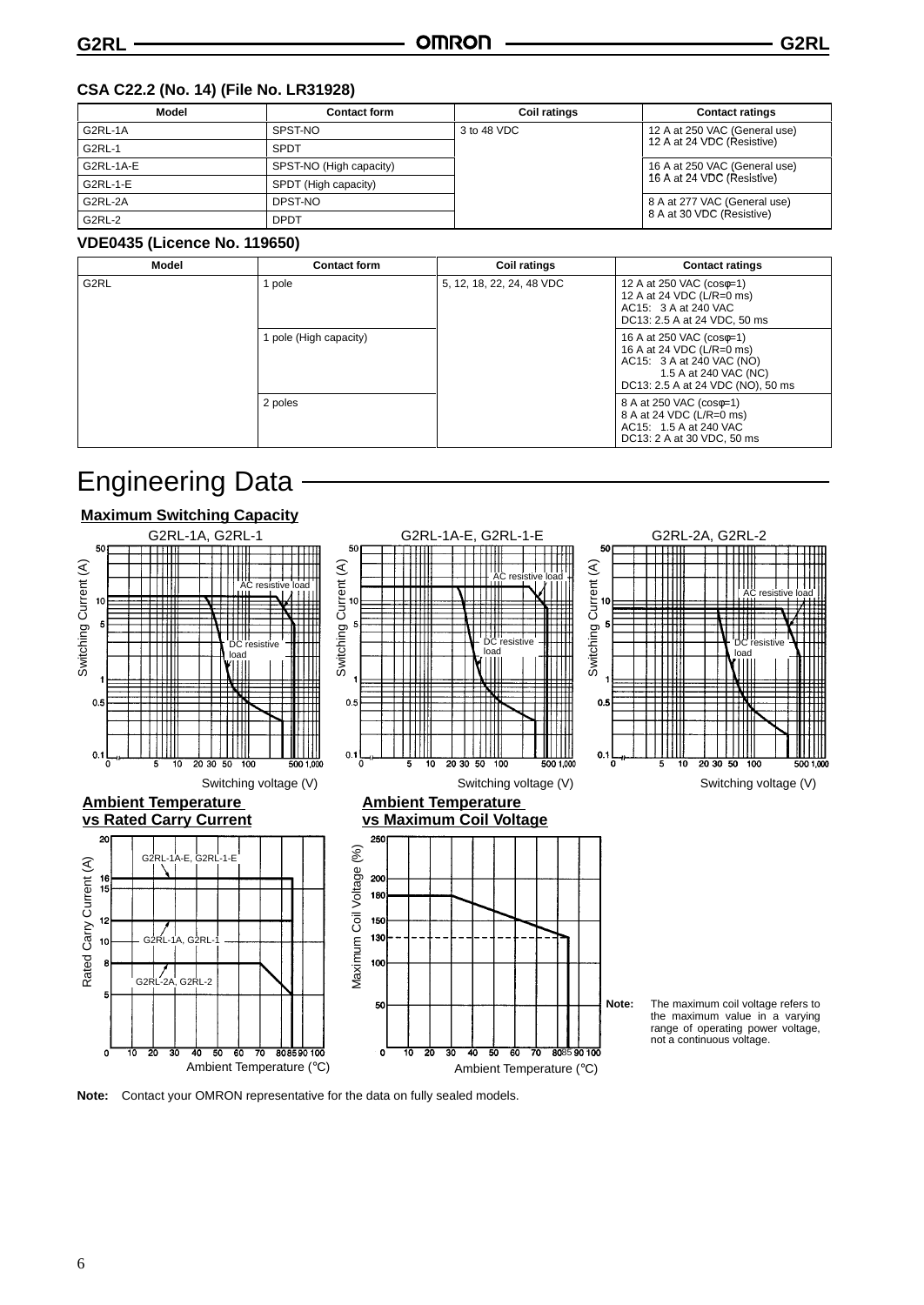### CSA C22.2 (No. 14) (File No. LR31928)

| Model | Contact form | Coil ratings | Contact ratings |
|---|---|---|---|
| G2RL-1A | SPST-NO | 3 to 48 VDC | 12 A at 250 VAC (General use) 12 A at 24 VDC (Resistive) |
| G2RL-1 | SPDT | | |
| G2RL-1A-E | SPST-NO (High capacity) | | 16 A at 250 VAC (General use) 16 A at 24 VDC (Resistive) |
| G2RL-1-E | SPDT (High capacity) | | |
| G2RL-2A | DPST-NO | | 8 A at 277 VAC (General use) 8 A at 30 VDC (Resistive) |
| G2RL-2 | DPDT | | |

### VDE0435 (Licence No. 119650)

| Model | Contact form | Coil ratings | Contact ratings |
|---|---|---|---|
| G2RL | 1 pole | 5, 12, 18, 22, 24, 48 VDC | 12 A at 250 VAC (cosφ=1)<br>12 A at 24 VDC (L/R=0 ms)<br>AC15: 3 A at 240 VAC<br>DC13: 2.5 A at 24 VDC, 50 ms |
| | 1 pole (High capacity) | | 16 A at 250 VAC (cosφ=1)<br>16 A at 24 VDC (L/R=0 ms)<br>AC15: 3 A at 240 VAC (NO)<br>1.5 A at 240 VAC (NC)<br>DC13: 2.5 A at 24 VDC (NO), 50 ms |
| | 2 poles | | 8 A at 250 VAC (cosφ=1)<br>8 A at 24 VDC (L/R=0 ms)<br>AC15: 1.5 A at 240 VAC<br>DC13: 2 A at 30 VDC, 50 ms |

# Engineering Data

## Maximum Switching Capacity

G2RL-1A, G2RL-1 — G2RL-1A-E, G2RL-1-E — G2RL-2A, G2RL-2

Switching Current (A) vs Switching voltage (V): AC resistive load, DC resistive load

## Ambient Temperature vs Rated Carry Current

Rated Carry Current (A) vs Ambient Temperature (°C): G2RL-1A-E, G2RL-1-E; G2RL-1A, G2RL-1; G2RL-2A, G2RL-2

## Ambient Temperature vs Maximum Coil Voltage

Maximum Coil Voltage (%) vs Ambient Temperature (°C)

**Note:** The maximum coil voltage refers to the maximum value in a varying range of operating power voltage, not a continuous voltage.

**Note:** Contact your OMRON representative for the data on fully sealed models.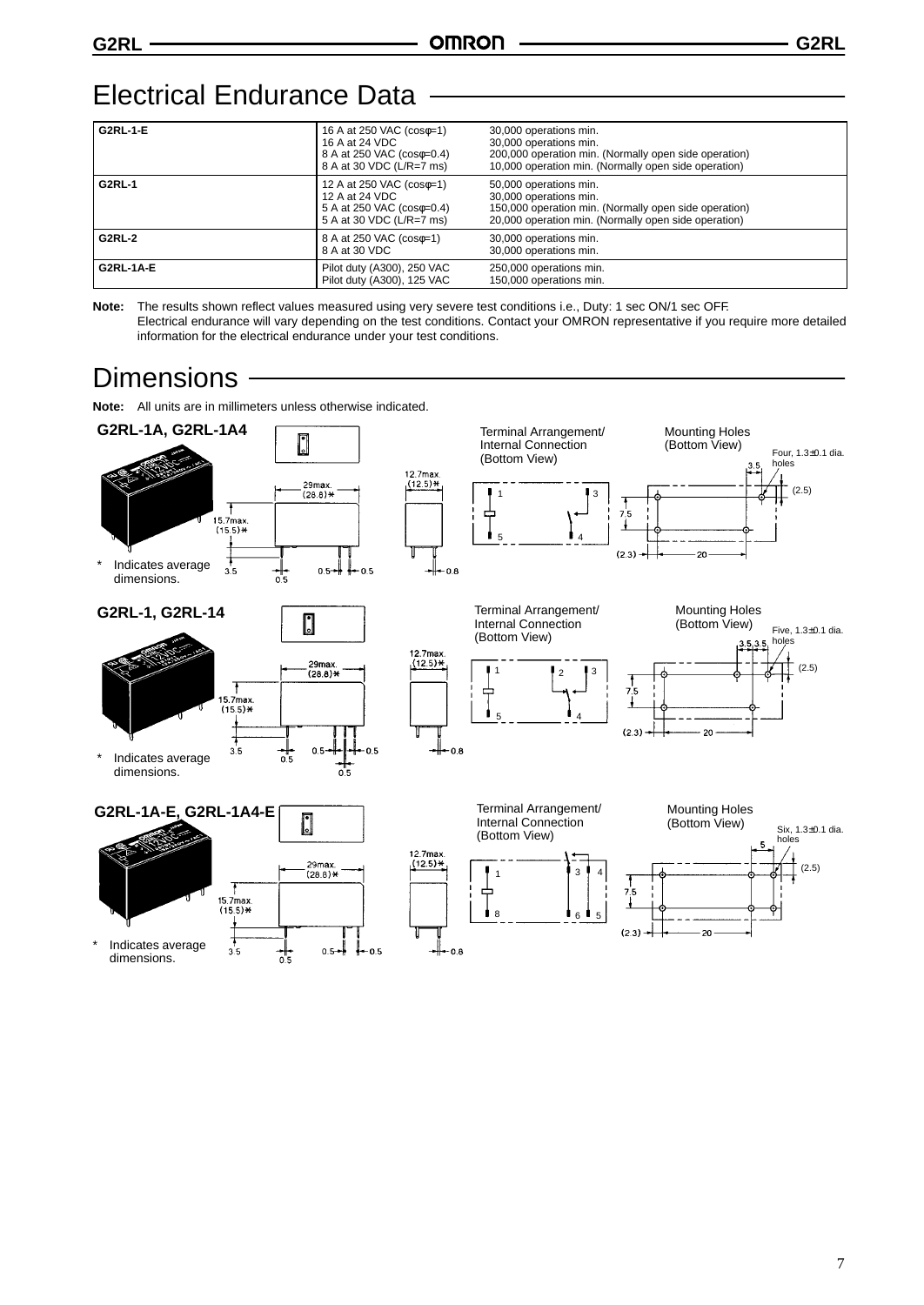## Electrical Endurance Data

| | | |
|---|---|---|
| **G2RL-1-E** | 16 A at 250 VAC (cosφ=1)<br>16 A at 24 VDC<br>8 A at 250 VAC (cosφ=0.4)<br>8 A at 30 VDC (L/R=7 ms) | 30,000 operations min.<br>30,000 operations min.<br>200,000 operation min. (Normally open side operation)<br>10,000 operation min. (Normally open side operation) |
| **G2RL-1** | 12 A at 250 VAC (cosφ=1)<br>12 A at 24 VDC<br>5 A at 250 VAC (cosφ=0.4)<br>5 A at 30 VDC (L/R=7 ms) | 50,000 operations min.<br>30,000 operations min.<br>150,000 operation min. (Normally open side operation)<br>20,000 operation min. (Normally open side operation) |
| **G2RL-2** | 8 A at 250 VAC (cosφ=1)<br>8 A at 30 VDC | 30,000 operations min.<br>30,000 operations min. |
| **G2RL-1A-E** | Pilot duty (A300), 250 VAC<br>Pilot duty (A300), 125 VAC | 250,000 operations min.<br>150,000 operations min. |

**Note:** The results shown reflect values measured using very severe test conditions i.e., Duty: 1 sec ON/1 sec OFF. Electrical endurance will vary depending on the test conditions. Contact your OMRON representative if you require more detailed information for the electrical endurance under your test conditions.

## Dimensions

**Note:** All units are in millimeters unless otherwise indicated.

### G2RL-1A, G2RL-1A4

29max. (28.8)*
15.7max. (15.5)*
12.7max. (12.5)*
3.5  0.5  0.5  0.5  0.8

\* Indicates average dimensions.

Terminal Arrangement/ Internal Connection (Bottom View)

1  3  5  4

Mounting Holes (Bottom View)

Four, 1.3±0.1 dia. holes
3.5  (2.5)  7.5  (2.3)  20

### G2RL-1, G2RL-14

29max. (28.8)*
15.7max. (15.5)*
12.7max. (12.5)*
3.5  0.5  0.5  0.5  0.8

\* Indicates average dimensions.

Terminal Arrangement/ Internal Connection (Bottom View)

1  2  3  5  4

Mounting Holes (Bottom View)

Five, 1.3±0.1 dia. holes
3.5  3.5  (2.5)  7.5  (2.3)  20

### G2RL-1A-E, G2RL-1A4-E

29max. (28.8)*
15.7max. (15.5)*
12.7max. (12.5)*
3.5  0.5  0.5  0.5  0.8

\* Indicates average dimensions.

Terminal Arrangement/ Internal Connection (Bottom View)

1  3  4  8  6  5

Mounting Holes (Bottom View)

Six, 1.3±0.1 dia. holes
5  (2.5)  7.5  (2.3)  20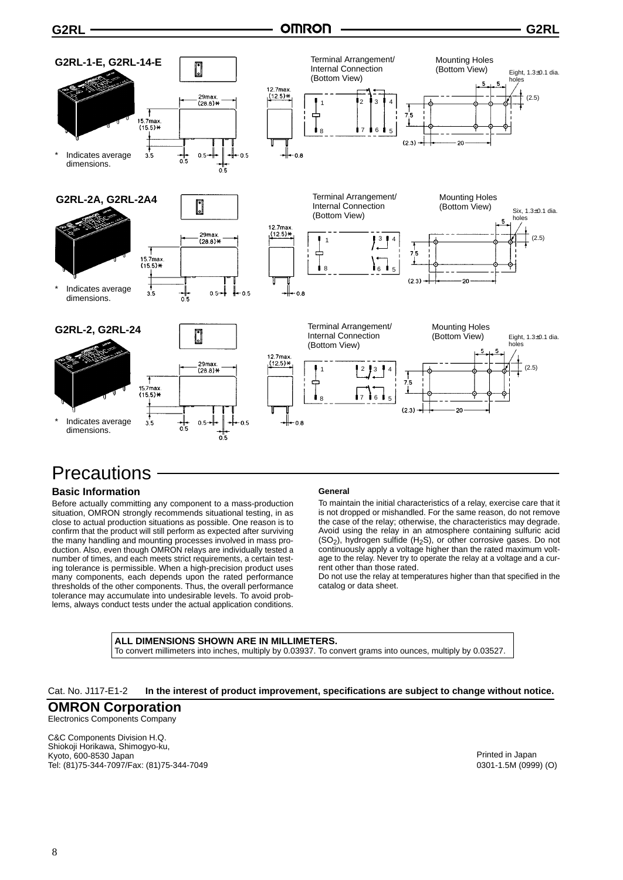## G2RL-1-E, G2RL-14-E

Terminal Arrangement/ Internal Connection (Bottom View)

Mounting Holes (Bottom View)

Eight, 1.3±0.1 dia. holes

29max. (28.8)*

15.7max. (15.5)*

12.7max. (12.5)*

\* Indicates average dimensions.

## G2RL-2A, G2RL-2A4

Terminal Arrangement/ Internal Connection (Bottom View)

Mounting Holes (Bottom View)

Six, 1.3±0.1 dia. holes

29max. (28.8)*

15.7max. (15.5)*

12.7max. (12.5)*

\* Indicates average dimensions.

## G2RL-2, G2RL-24

Terminal Arrangement/ Internal Connection (Bottom View)

Mounting Holes (Bottom View)

Eight, 1.3±0.1 dia. holes

29max. (28.8)*

15.7max. (15.5)*

12.7max. (12.5)*

\* Indicates average dimensions.

# Precautions

### Basic Information

Before actually committing any component to a mass-production situation, OMRON strongly recommends situational testing, in as close to actual production situations as possible. One reason is to confirm that the product will still perform as expected after surviving the many handling and mounting processes involved in mass production. Also, even though OMRON relays are individually tested a number of times, and each meets strict requirements, a certain testing tolerance is permissible. When a high-precision product uses many components, each depends upon the rated performance thresholds of the other components. Thus, the overall performance tolerance may accumulate into undesirable levels. To avoid problems, always conduct tests under the actual application conditions.

#### General

To maintain the initial characteristics of a relay, exercise care that it is not dropped or mishandled. For the same reason, do not remove the case of the relay; otherwise, the characteristics may degrade. Avoid using the relay in an atmosphere containing sulfuric acid ($SO_2$), hydrogen sulfide ($H_2S$), or other corrosive gases. Do not continuously apply a voltage higher than the rated maximum voltage to the relay. Never try to operate the relay at a voltage and a current other than those rated.

Do not use the relay at temperatures higher than that specified in the catalog or data sheet.

**ALL DIMENSIONS SHOWN ARE IN MILLIMETERS.**
To convert millimeters into inches, multiply by 0.03937. To convert grams into ounces, multiply by 0.03527.

Cat. No. J117-E1-2 **In the interest of product improvement, specifications are subject to change without notice.**

**OMRON Corporation**
Electronics Components Company

C&C Components Division H.Q.
Shiokoji Horikawa, Shimogyo-ku,
Kyoto, 600-8530 Japan
Tel: (81)75-344-7097/Fax: (81)75-344-7049

Printed in Japan
0301-1.5M (0999) (O)